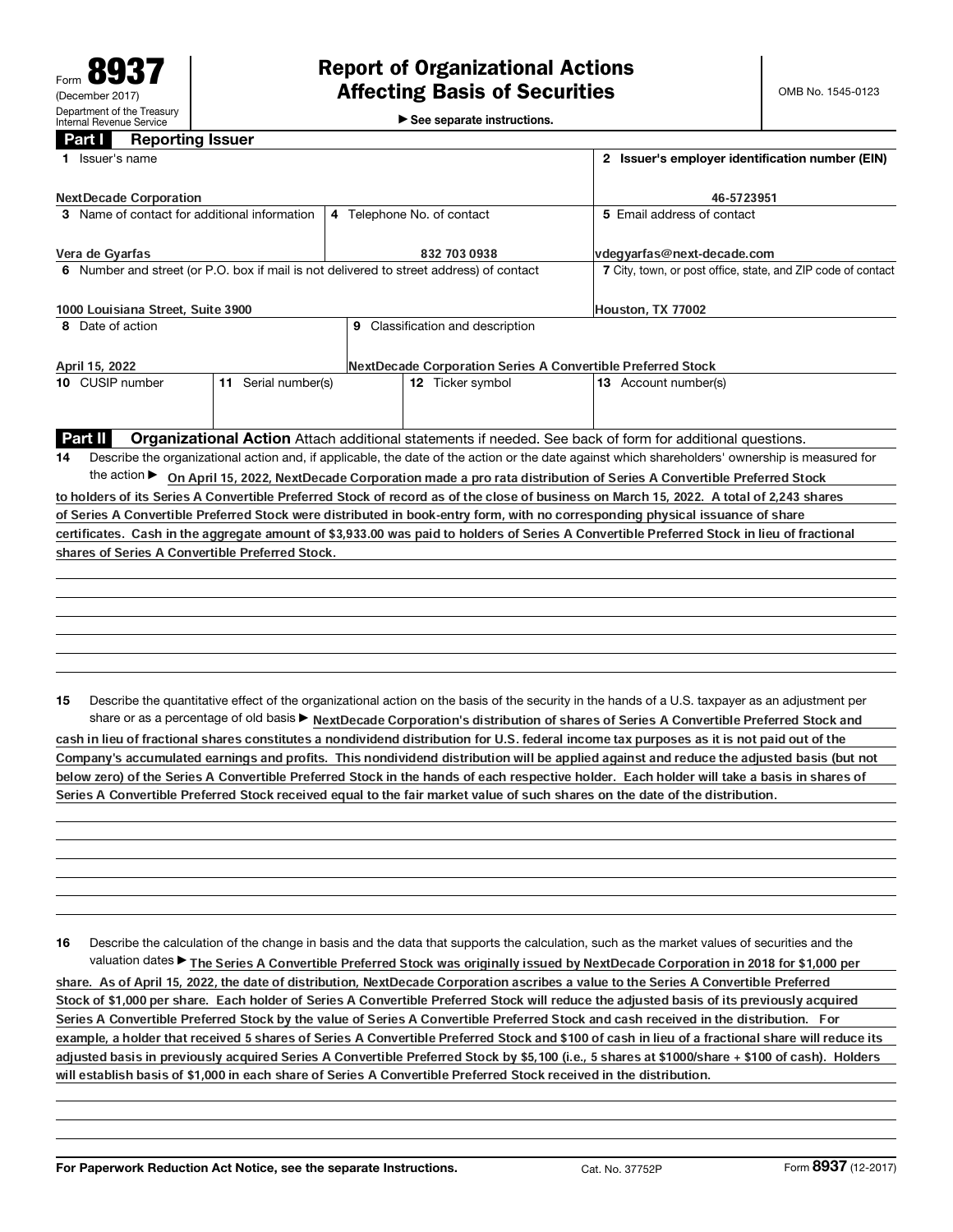Form **8937** (December 2017) Department of the Treasury Internal Revenue Service

# Report of Organizational Actions Affecting Basis of Securities

► See separate instructions.

OMB No. 1545-0123

## Part I Reporting Issuer

| 1 Issuer's name | | | 2 Issuer's employer identification number (EIN) |
|---|---|---|---|
| NextDecade Corporation | | | 46-5723951 |
| 3 Name of contact for additional information | 4 Telephone No. of contact | | 5 Email address of contact |
| Vera de Gyarfas | 832 703 0938 | | vdegyarfas@next-decade.com |
| 6 Number and street (or P.O. box if mail is not delivered to street address) of contact | | | 7 City, town, or post office, state, and ZIP code of contact |
| 1000 Louisiana Street, Suite 3900 | | | Houston, TX 77002 |
| 8 Date of action | 9 Classification and description | | |
| April 15, 2022 | NextDecade Corporation Series A Convertible Preferred Stock | | |
| 10 CUSIP number | 11 Serial number(s) | 12 Ticker symbol | 13 Account number(s) |
| | | | |

## Part II Organizational Action

Attach additional statements if needed. See back of form for additional questions.

**14** Describe the organizational action and, if applicable, the date of the action or the date against which shareholders' ownership is measured for the action ► On April 15, 2022, NextDecade Corporation made a pro rata distribution of Series A Convertible Preferred Stock to holders of its Series A Convertible Preferred Stock of record as of the close of business on March 15, 2022. A total of 2,243 shares of Series A Convertible Preferred Stock were distributed in book-entry form, with no corresponding physical issuance of share certificates. Cash in the aggregate amount of $3,933.00 was paid to holders of Series A Convertible Preferred Stock in lieu of fractional shares of Series A Convertible Preferred Stock.

**15** Describe the quantitative effect of the organizational action on the basis of the security in the hands of a U.S. taxpayer as an adjustment per share or as a percentage of old basis ► NextDecade Corporation's distribution of shares of Series A Convertible Preferred Stock and cash in lieu of fractional shares constitutes a nondividend distribution for U.S. federal income tax purposes as it is not paid out of the Company's accumulated earnings and profits. This nondividend distribution will be applied against and reduce the adjusted basis (but not below zero) of the Series A Convertible Preferred Stock in the hands of each respective holder. Each holder will take a basis in shares of Series A Convertible Preferred Stock received equal to the fair market value of such shares on the date of the distribution.

**16** Describe the calculation of the change in basis and the data that supports the calculation, such as the market values of securities and the valuation dates ► The Series A Convertible Preferred Stock was originally issued by NextDecade Corporation in 2018 for $1,000 per share. As of April 15, 2022, the date of distribution, NextDecade Corporation ascribes a value to the Series A Convertible Preferred Stock of $1,000 per share. Each holder of Series A Convertible Preferred Stock will reduce the adjusted basis of its previously acquired Series A Convertible Preferred Stock by the value of Series A Convertible Preferred Stock and cash received in the distribution. For example, a holder that received 5 shares of Series A Convertible Preferred Stock and $100 of cash in lieu of a fractional share will reduce its adjusted basis in previously acquired Series A Convertible Preferred Stock by $5,100 (i.e., 5 shares at $1000/share + $100 of cash). Holders will establish basis of $1,000 in each share of Series A Convertible Preferred Stock received in the distribution.

For Paperwork Reduction Act Notice, see the separate Instructions. Cat. No. 37752P Form **8937** (12-2017)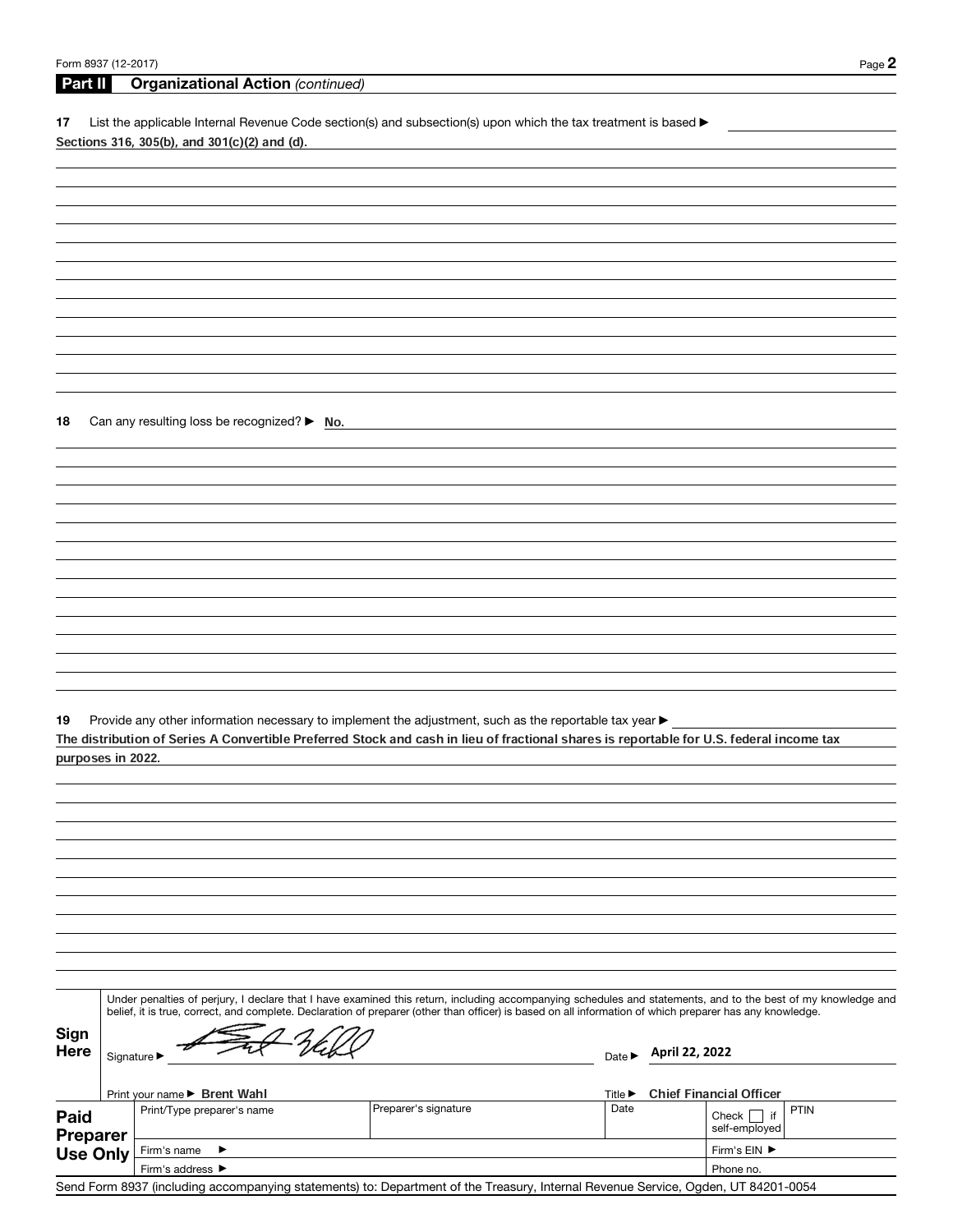**Part II Organizational Action** *(continued)*

**17** List the applicable Internal Revenue Code section(s) and subsection(s) upon which the tax treatment is based ▶

**Sections 316, 305(b), and 301(c)(2) and (d).**

**18** Can any resulting loss be recognized? ▶ **No.**

**19** Provide any other information necessary to implement the adjustment, such as the reportable tax year ▶

**The distribution of Series A Convertible Preferred Stock and cash in lieu of fractional shares is reportable for U.S. federal income tax purposes in 2022.**

**Sign Here**

Under penalties of perjury, I declare that I have examined this return, including accompanying schedules and statements, and to the best of my knowledge and belief, it is true, correct, and complete. Declaration of preparer (other than officer) is based on all information of which preparer has any knowledge.

Signature ▶ [signature] Date ▶ **April 22, 2022**

Print your name ▶ **Brent Wahl** Title ▶ **Chief Financial Officer**

**Paid Preparer Use Only**

| Print/Type preparer's name | Preparer's signature | Date | Check ☐ if self-employed | PTIN |
|---|---|---|---|---|
| Firm's name ▶ | | | Firm's EIN ▶ | |
| Firm's address ▶ | | | Phone no. | |

Send Form 8937 (including accompanying statements) to: Department of the Treasury, Internal Revenue Service, Ogden, UT 84201-0054